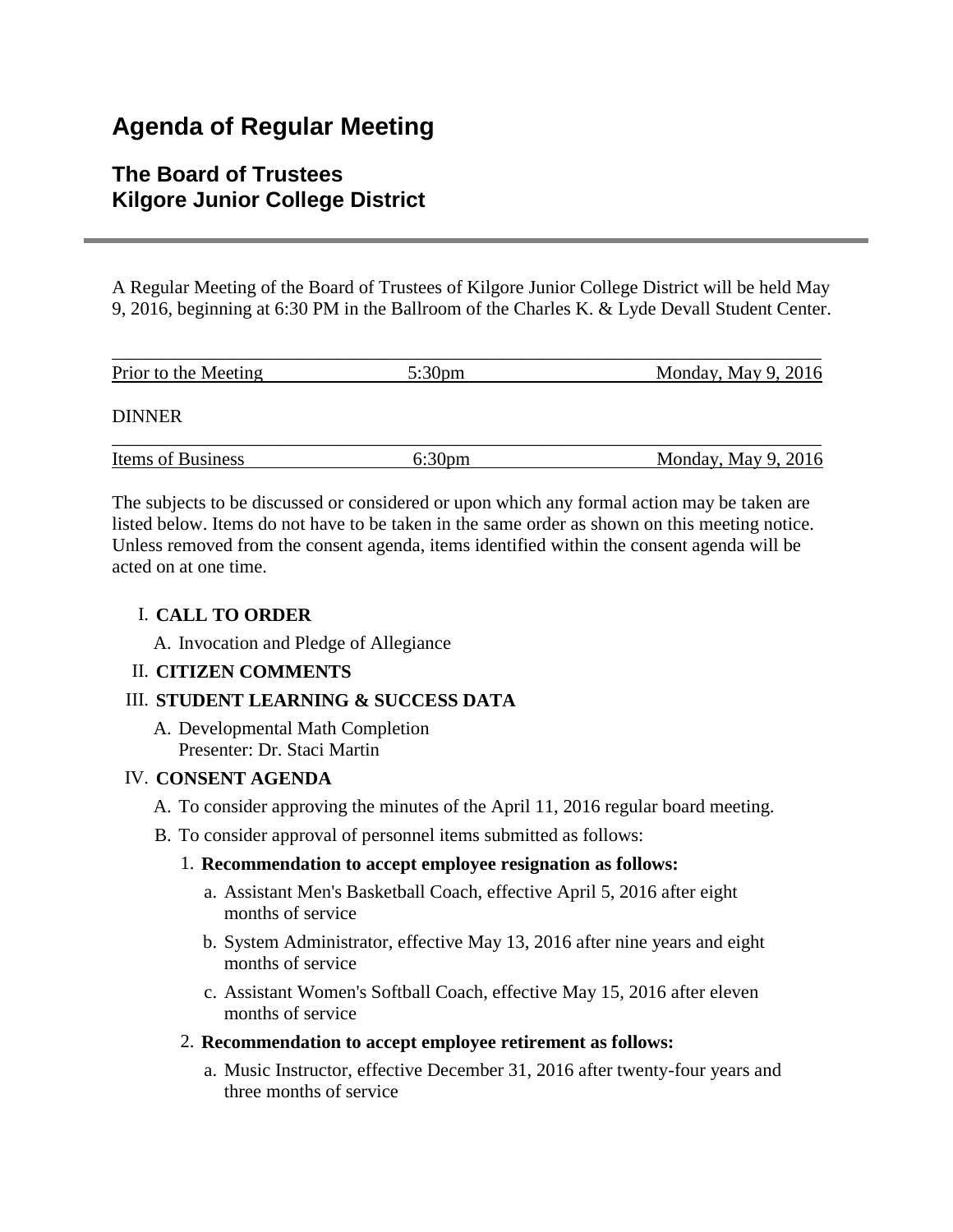# Agenda of Regular Meeting

## The Board of Trustees
## Kilgore Junior College District

---

A Regular Meeting of the Board of Trustees of Kilgore Junior College District will be held May 9, 2016, beginning at 6:30 PM in the Ballroom of the Charles K. & Lyde Devall Student Center.

| Prior to the Meeting | 5:30pm | Monday, May 9, 2016 |
|---|---|---|

DINNER

| Items of Business | 6:30pm | Monday, May 9, 2016 |
|---|---|---|

The subjects to be discussed or considered or upon which any formal action may be taken are listed below. Items do not have to be taken in the same order as shown on this meeting notice. Unless removed from the consent agenda, items identified within the consent agenda will be acted on at one time.

I. **CALL TO ORDER**

   A. Invocation and Pledge of Allegiance

II. **CITIZEN COMMENTS**

III. **STUDENT LEARNING & SUCCESS DATA**

   A. Developmental Math Completion
      Presenter: Dr. Staci Martin

IV. **CONSENT AGENDA**

   A. To consider approving the minutes of the April 11, 2016 regular board meeting.

   B. To consider approval of personnel items submitted as follows:

      1. **Recommendation to accept employee resignation as follows:**

         a. Assistant Men's Basketball Coach, effective April 5, 2016 after eight months of service

         b. System Administrator, effective May 13, 2016 after nine years and eight months of service

         c. Assistant Women's Softball Coach, effective May 15, 2016 after eleven months of service

      2. **Recommendation to accept employee retirement as follows:**

         a. Music Instructor, effective December 31, 2016 after twenty-four years and three months of service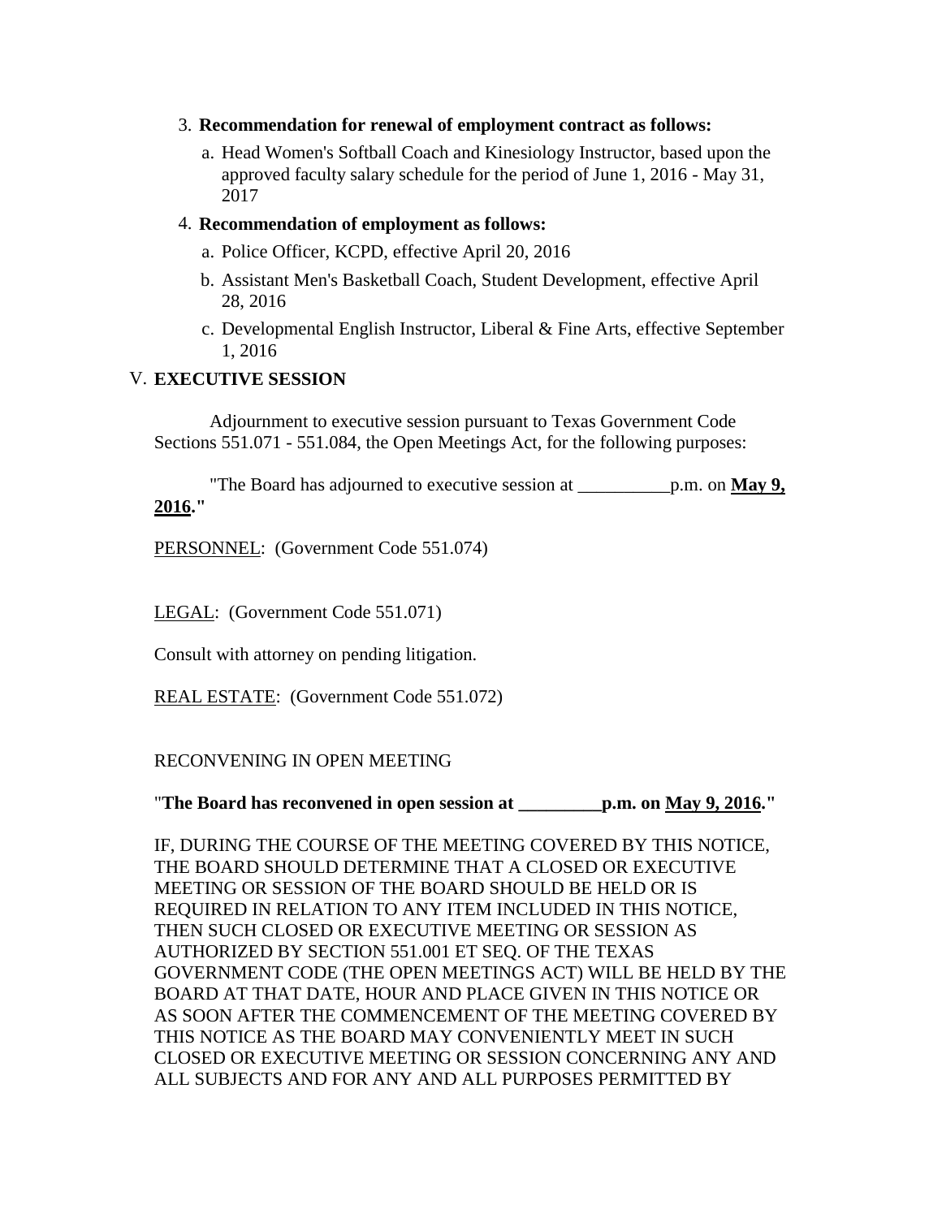3. **Recommendation for renewal of employment contract as follows:**

    a. Head Women's Softball Coach and Kinesiology Instructor, based upon the approved faculty salary schedule for the period of June 1, 2016 - May 31, 2017

4. **Recommendation of employment as follows:**

    a. Police Officer, KCPD, effective April 20, 2016

    b. Assistant Men's Basketball Coach, Student Development, effective April 28, 2016

    c. Developmental English Instructor, Liberal & Fine Arts, effective September 1, 2016

## V. EXECUTIVE SESSION

Adjournment to executive session pursuant to Texas Government Code Sections 551.071 - 551.084, the Open Meetings Act, for the following purposes:

"The Board has adjourned to executive session at __________p.m. on **<u>May 9, 2016</u>**."

<u>PERSONNEL</u>: (Government Code 551.074)

<u>LEGAL</u>: (Government Code 551.071)

Consult with attorney on pending litigation.

<u>REAL ESTATE</u>: (Government Code 551.072)

RECONVENING IN OPEN MEETING

"**The Board has reconvened in open session at _________p.m. on <u>May 9, 2016</u>.**"

IF, DURING THE COURSE OF THE MEETING COVERED BY THIS NOTICE, THE BOARD SHOULD DETERMINE THAT A CLOSED OR EXECUTIVE MEETING OR SESSION OF THE BOARD SHOULD BE HELD OR IS REQUIRED IN RELATION TO ANY ITEM INCLUDED IN THIS NOTICE, THEN SUCH CLOSED OR EXECUTIVE MEETING OR SESSION AS AUTHORIZED BY SECTION 551.001 ET SEQ. OF THE TEXAS GOVERNMENT CODE (THE OPEN MEETINGS ACT) WILL BE HELD BY THE BOARD AT THAT DATE, HOUR AND PLACE GIVEN IN THIS NOTICE OR AS SOON AFTER THE COMMENCEMENT OF THE MEETING COVERED BY THIS NOTICE AS THE BOARD MAY CONVENIENTLY MEET IN SUCH CLOSED OR EXECUTIVE MEETING OR SESSION CONCERNING ANY AND ALL SUBJECTS AND FOR ANY AND ALL PURPOSES PERMITTED BY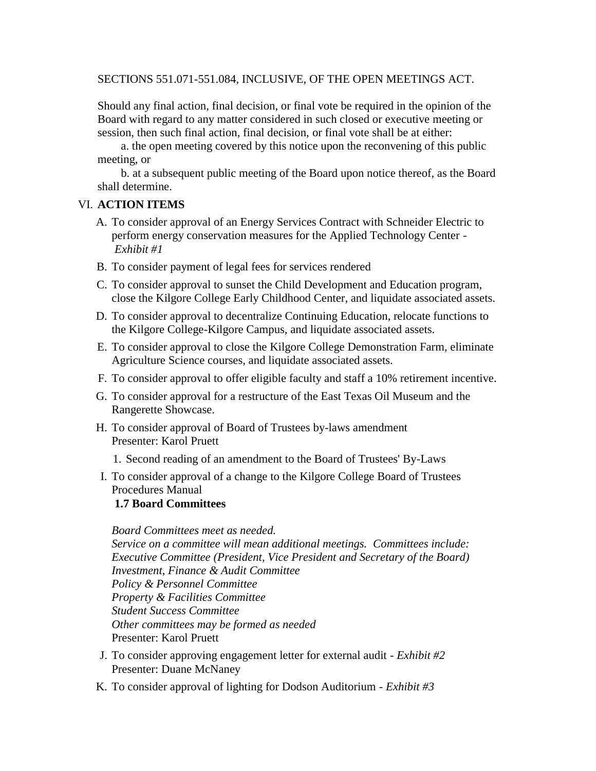SECTIONS 551.071-551.084, INCLUSIVE, OF THE OPEN MEETINGS ACT.

Should any final action, final decision, or final vote be required in the opinion of the Board with regard to any matter considered in such closed or executive meeting or session, then such final action, final decision, or final vote shall be at either:

a. the open meeting covered by this notice upon the reconvening of this public meeting, or

b. at a subsequent public meeting of the Board upon notice thereof, as the Board shall determine.

VI. **ACTION ITEMS**

A. To consider approval of an Energy Services Contract with Schneider Electric to perform energy conservation measures for the Applied Technology Center - *Exhibit #1*

B. To consider payment of legal fees for services rendered

C. To consider approval to sunset the Child Development and Education program, close the Kilgore College Early Childhood Center, and liquidate associated assets.

D. To consider approval to decentralize Continuing Education, relocate functions to the Kilgore College-Kilgore Campus, and liquidate associated assets.

E. To consider approval to close the Kilgore College Demonstration Farm, eliminate Agriculture Science courses, and liquidate associated assets.

F. To consider approval to offer eligible faculty and staff a 10% retirement incentive.

G. To consider approval for a restructure of the East Texas Oil Museum and the Rangerette Showcase.

H. To consider approval of Board of Trustees by-laws amendment
Presenter: Karol Pruett

1. Second reading of an amendment to the Board of Trustees' By-Laws

I. To consider approval of a change to the Kilgore College Board of Trustees Procedures Manual
**1.7 Board Committees**

*Board Committees meet as needed.*
*Service on a committee will mean additional meetings. Committees include:*
*Executive Committee (President, Vice President and Secretary of the Board)*
*Investment, Finance & Audit Committee*
*Policy & Personnel Committee*
*Property & Facilities Committee*
*Student Success Committee*
*Other committees may be formed as needed*
Presenter: Karol Pruett

J. To consider approving engagement letter for external audit - *Exhibit #2*
Presenter: Duane McNaney

K. To consider approval of lighting for Dodson Auditorium - *Exhibit #3*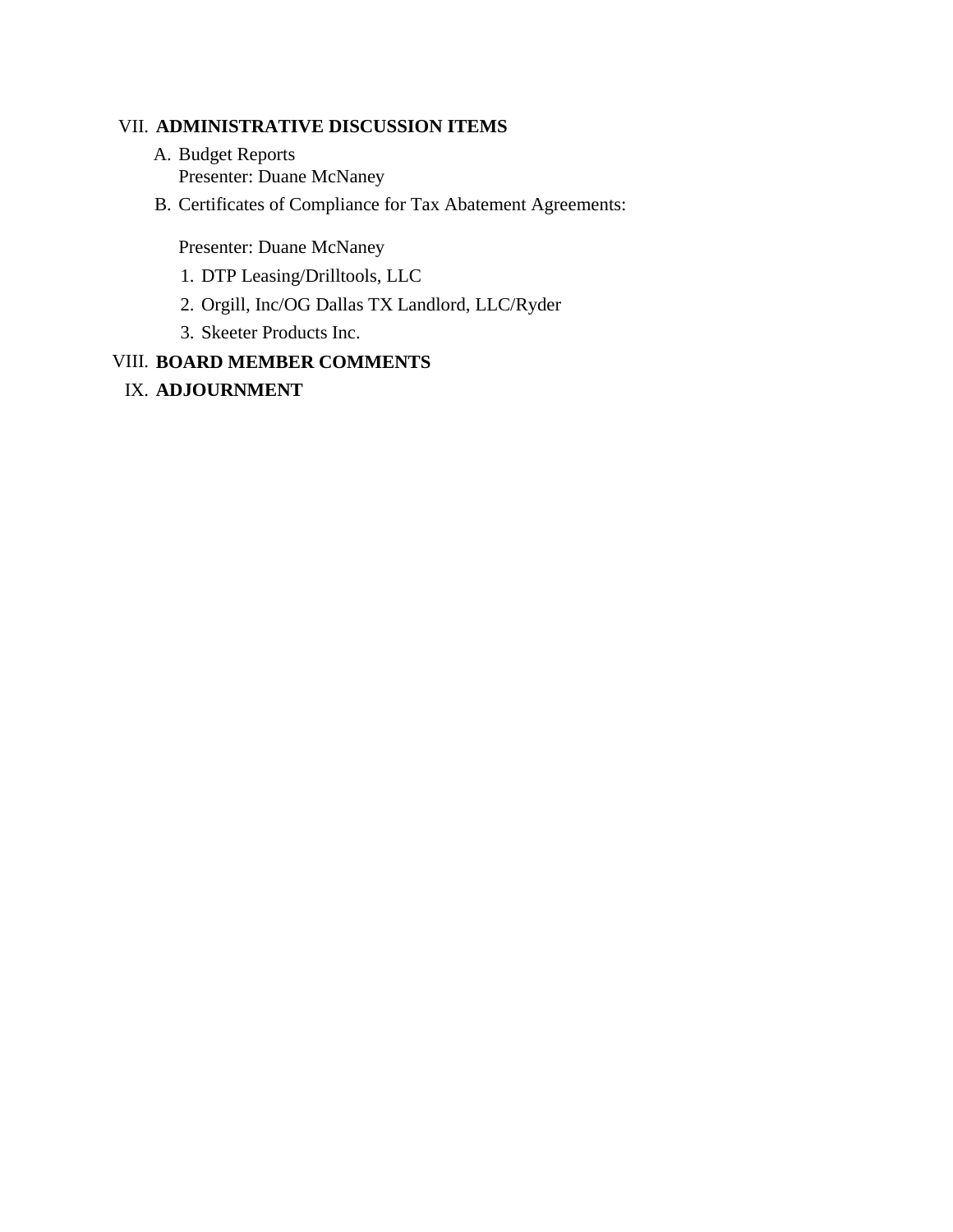VII. **ADMINISTRATIVE DISCUSSION ITEMS**

A. Budget Reports
   Presenter: Duane McNaney

B. Certificates of Compliance for Tax Abatement Agreements:

   Presenter: Duane McNaney

   1. DTP Leasing/Drilltools, LLC
   2. Orgill, Inc/OG Dallas TX Landlord, LLC/Ryder
   3. Skeeter Products Inc.

VIII. **BOARD MEMBER COMMENTS**

IX. **ADJOURNMENT**